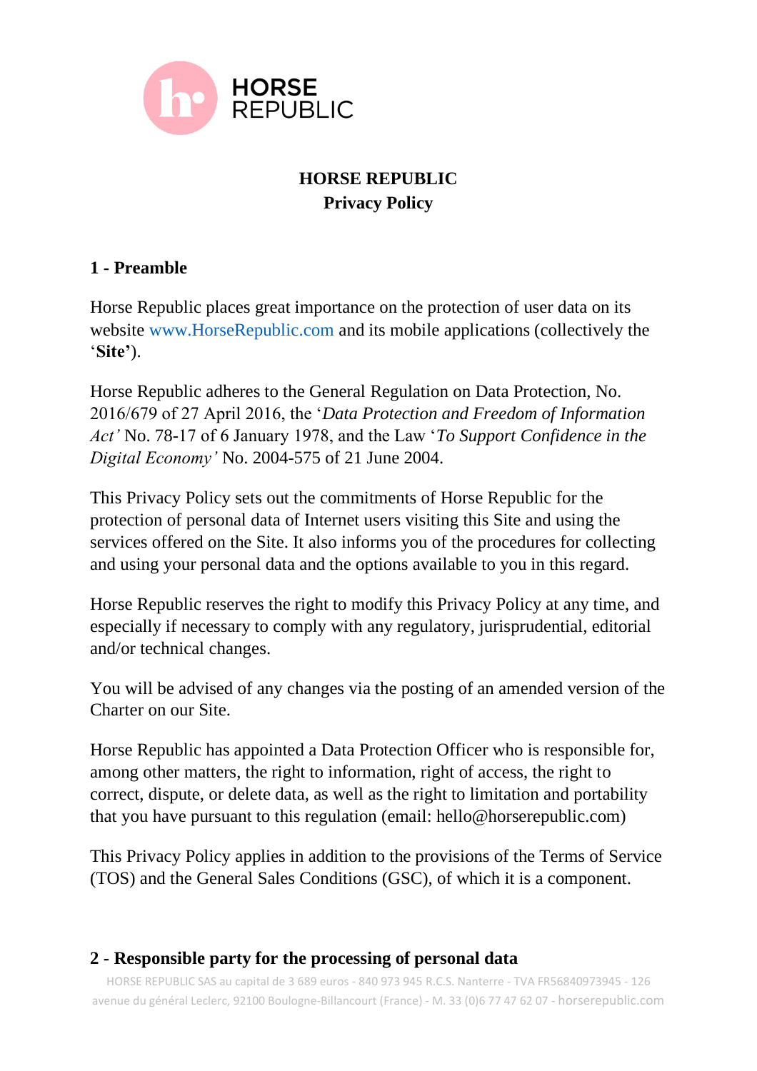# HORSE REPUBLIC
## Privacy Policy

### 1 - Preamble

Horse Republic places great importance on the protection of user data on its website www.HorseRepublic.com and its mobile applications (collectively the '**Site'**).

Horse Republic adheres to the General Regulation on Data Protection, No. 2016/679 of 27 April 2016, the '*Data Protection and Freedom of Information Act'* No. 78-17 of 6 January 1978, and the Law '*To Support Confidence in the Digital Economy'* No. 2004-575 of 21 June 2004.

This Privacy Policy sets out the commitments of Horse Republic for the protection of personal data of Internet users visiting this Site and using the services offered on the Site. It also informs you of the procedures for collecting and using your personal data and the options available to you in this regard.

Horse Republic reserves the right to modify this Privacy Policy at any time, and especially if necessary to comply with any regulatory, jurisprudential, editorial and/or technical changes.

You will be advised of any changes via the posting of an amended version of the Charter on our Site.

Horse Republic has appointed a Data Protection Officer who is responsible for, among other matters, the right to information, right of access, the right to correct, dispute, or delete data, as well as the right to limitation and portability that you have pursuant to this regulation (email: hello@horserepublic.com)

This Privacy Policy applies in addition to the provisions of the Terms of Service (TOS) and the General Sales Conditions (GSC), of which it is a component.

### 2 - Responsible party for the processing of personal data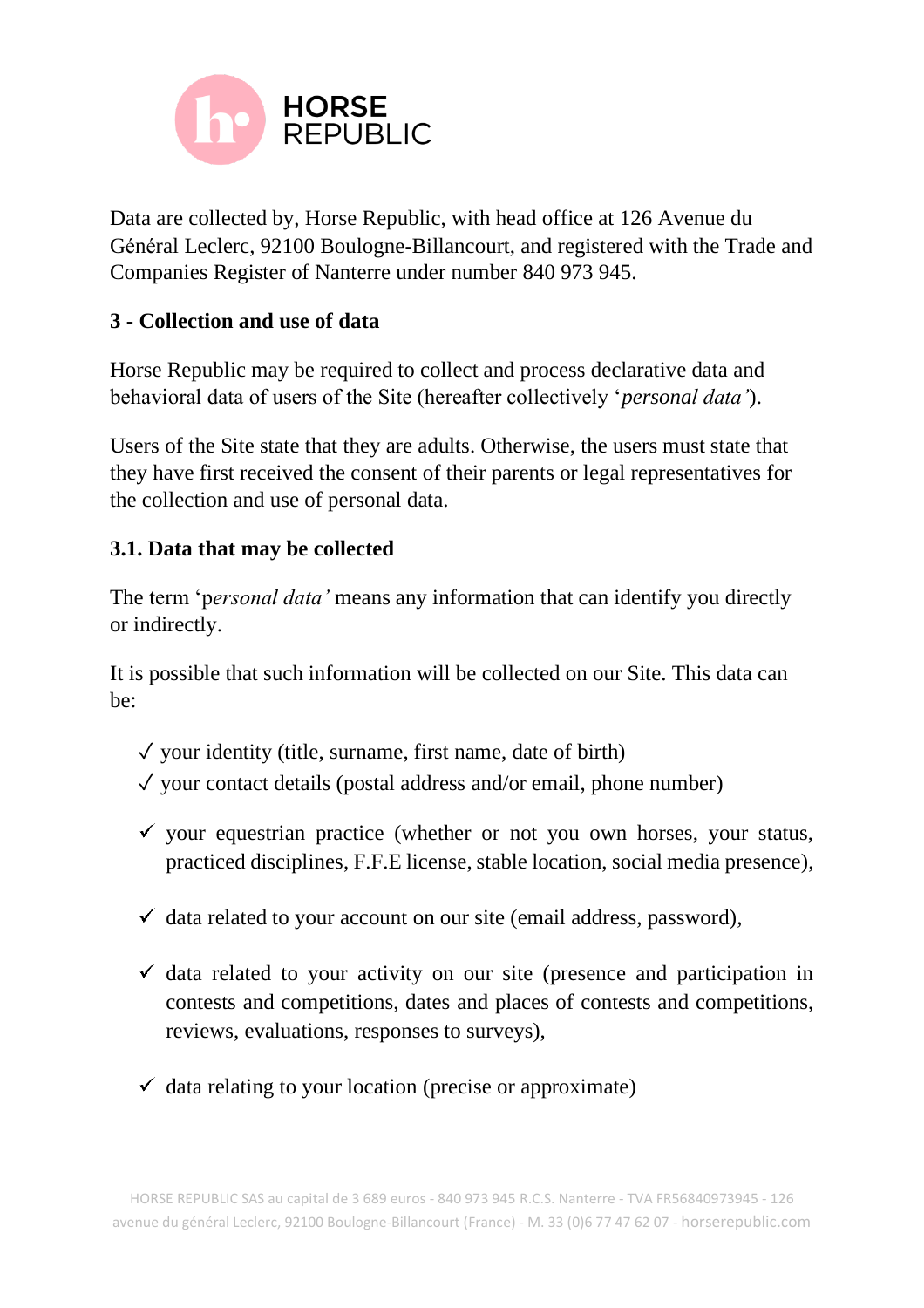Data are collected by, Horse Republic, with head office at 126 Avenue du Général Leclerc, 92100 Boulogne-Billancourt, and registered with the Trade and Companies Register of Nanterre under number 840 973 945.

**3 - Collection and use of data**

Horse Republic may be required to collect and process declarative data and behavioral data of users of the Site (hereafter collectively '*personal data'*).

Users of the Site state that they are adults. Otherwise, the users must state that they have first received the consent of their parents or legal representatives for the collection and use of personal data.

**3.1. Data that may be collected**

The term 'p*ersonal data'* means any information that can identify you directly or indirectly.

It is possible that such information will be collected on our Site. This data can be:

- ✓ your identity (title, surname, first name, date of birth)
- ✓ your contact details (postal address and/or email, phone number)
- ✓ your equestrian practice (whether or not you own horses, your status, practiced disciplines, F.F.E license, stable location, social media presence),
- ✓ data related to your account on our site (email address, password),
- ✓ data related to your activity on our site (presence and participation in contests and competitions, dates and places of contests and competitions, reviews, evaluations, responses to surveys),
- ✓ data relating to your location (precise or approximate)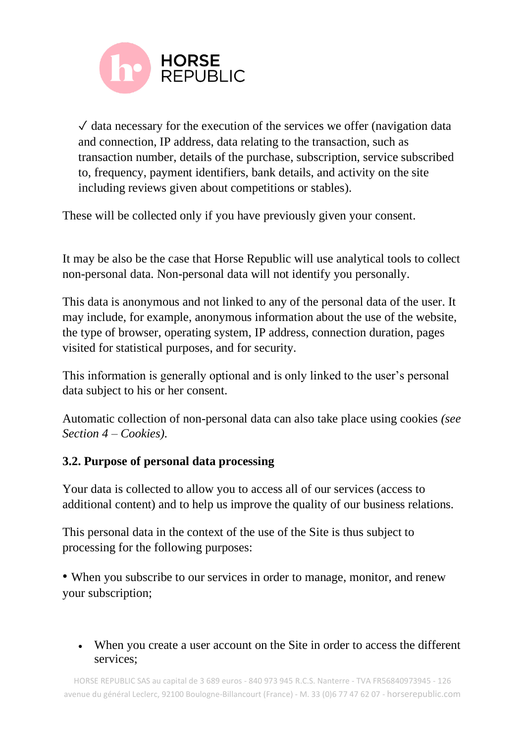✓ data necessary for the execution of the services we offer (navigation data and connection, IP address, data relating to the transaction, such as transaction number, details of the purchase, subscription, service subscribed to, frequency, payment identifiers, bank details, and activity on the site including reviews given about competitions or stables).

These will be collected only if you have previously given your consent.

It may be also be the case that Horse Republic will use analytical tools to collect non-personal data. Non-personal data will not identify you personally.

This data is anonymous and not linked to any of the personal data of the user. It may include, for example, anonymous information about the use of the website, the type of browser, operating system, IP address, connection duration, pages visited for statistical purposes, and for security.

This information is generally optional and is only linked to the user's personal data subject to his or her consent.

Automatic collection of non-personal data can also take place using cookies *(see Section 4 – Cookies)*.

### 3.2. Purpose of personal data processing

Your data is collected to allow you to access all of our services (access to additional content) and to help us improve the quality of our business relations.

This personal data in the context of the use of the Site is thus subject to processing for the following purposes:

- When you subscribe to our services in order to manage, monitor, and renew your subscription;

- When you create a user account on the Site in order to access the different services;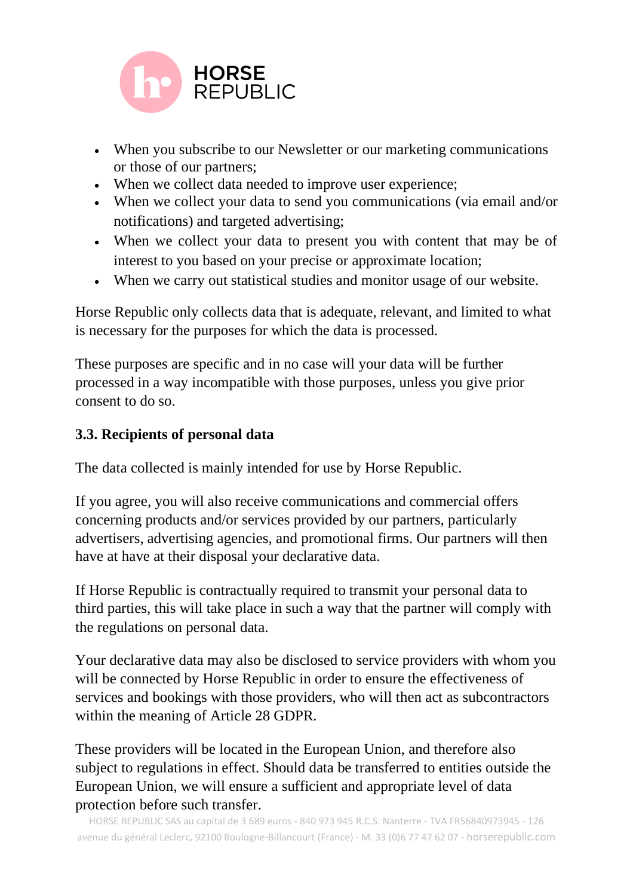- When you subscribe to our Newsletter or our marketing communications or those of our partners;
- When we collect data needed to improve user experience;
- When we collect your data to send you communications (via email and/or notifications) and targeted advertising;
- When we collect your data to present you with content that may be of interest to you based on your precise or approximate location;
- When we carry out statistical studies and monitor usage of our website.

Horse Republic only collects data that is adequate, relevant, and limited to what is necessary for the purposes for which the data is processed.

These purposes are specific and in no case will your data will be further processed in a way incompatible with those purposes, unless you give prior consent to do so.

### 3.3. Recipients of personal data

The data collected is mainly intended for use by Horse Republic.

If you agree, you will also receive communications and commercial offers concerning products and/or services provided by our partners, particularly advertisers, advertising agencies, and promotional firms. Our partners will then have at have at their disposal your declarative data.

If Horse Republic is contractually required to transmit your personal data to third parties, this will take place in such a way that the partner will comply with the regulations on personal data.

Your declarative data may also be disclosed to service providers with whom you will be connected by Horse Republic in order to ensure the effectiveness of services and bookings with those providers, who will then act as subcontractors within the meaning of Article 28 GDPR.

These providers will be located in the European Union, and therefore also subject to regulations in effect. Should data be transferred to entities outside the European Union, we will ensure a sufficient and appropriate level of data protection before such transfer.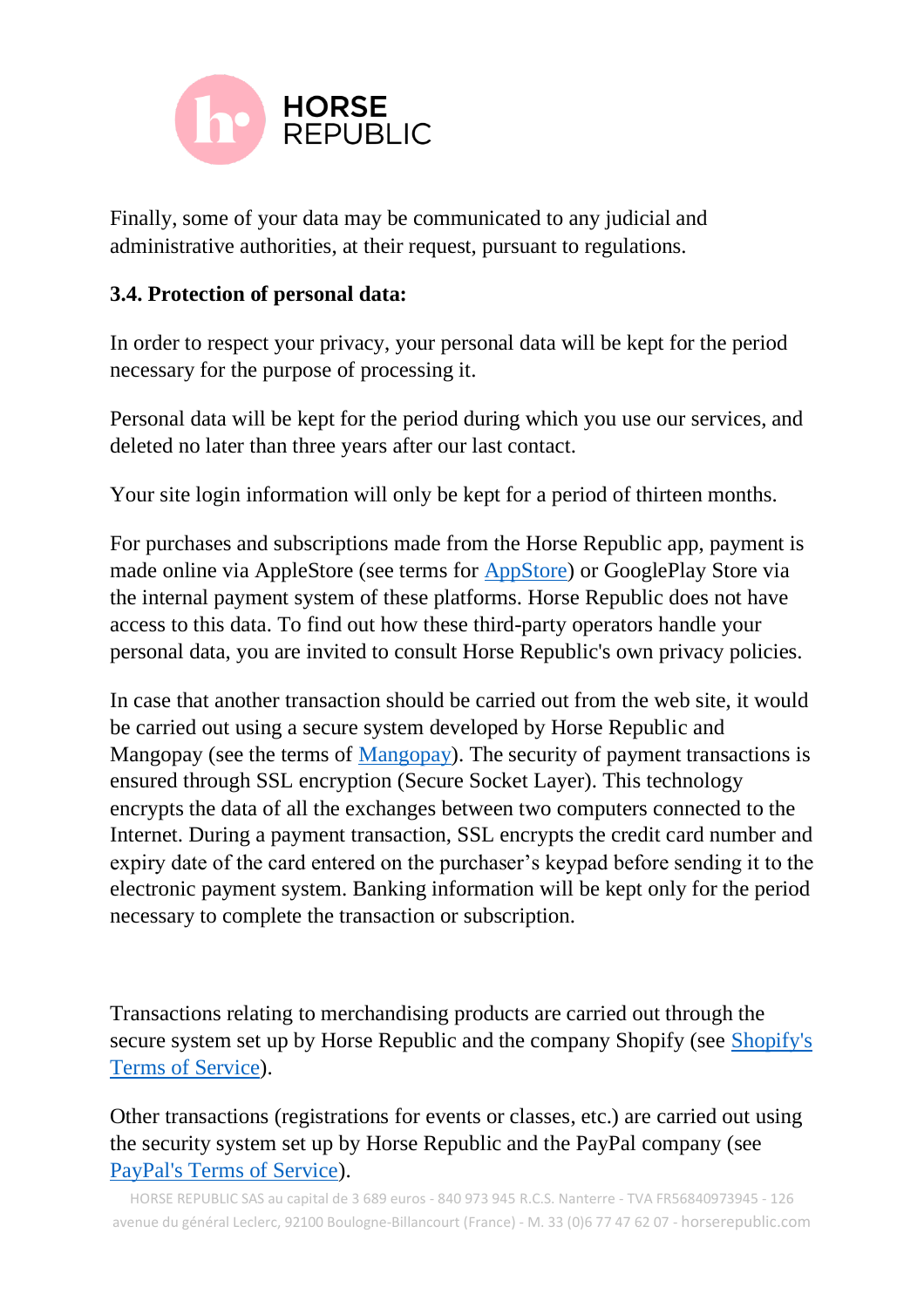Finally, some of your data may be communicated to any judicial and administrative authorities, at their request, pursuant to regulations.

### 3.4. Protection of personal data:

In order to respect your privacy, your personal data will be kept for the period necessary for the purpose of processing it.

Personal data will be kept for the period during which you use our services, and deleted no later than three years after our last contact.

Your site login information will only be kept for a period of thirteen months.

For purchases and subscriptions made from the Horse Republic app, payment is made online via AppleStore (see terms for [AppStore]) or GooglePlay Store via the internal payment system of these platforms. Horse Republic does not have access to this data. To find out how these third-party operators handle your personal data, you are invited to consult Horse Republic's own privacy policies.

In case that another transaction should be carried out from the web site, it would be carried out using a secure system developed by Horse Republic and Mangopay (see the terms of [Mangopay]). The security of payment transactions is ensured through SSL encryption (Secure Socket Layer). This technology encrypts the data of all the exchanges between two computers connected to the Internet. During a payment transaction, SSL encrypts the credit card number and expiry date of the card entered on the purchaser's keypad before sending it to the electronic payment system. Banking information will be kept only for the period necessary to complete the transaction or subscription.

Transactions relating to merchandising products are carried out through the secure system set up by Horse Republic and the company Shopify (see [Shopify's Terms of Service]).

Other transactions (registrations for events or classes, etc.) are carried out using the security system set up by Horse Republic and the PayPal company (see [PayPal's Terms of Service]).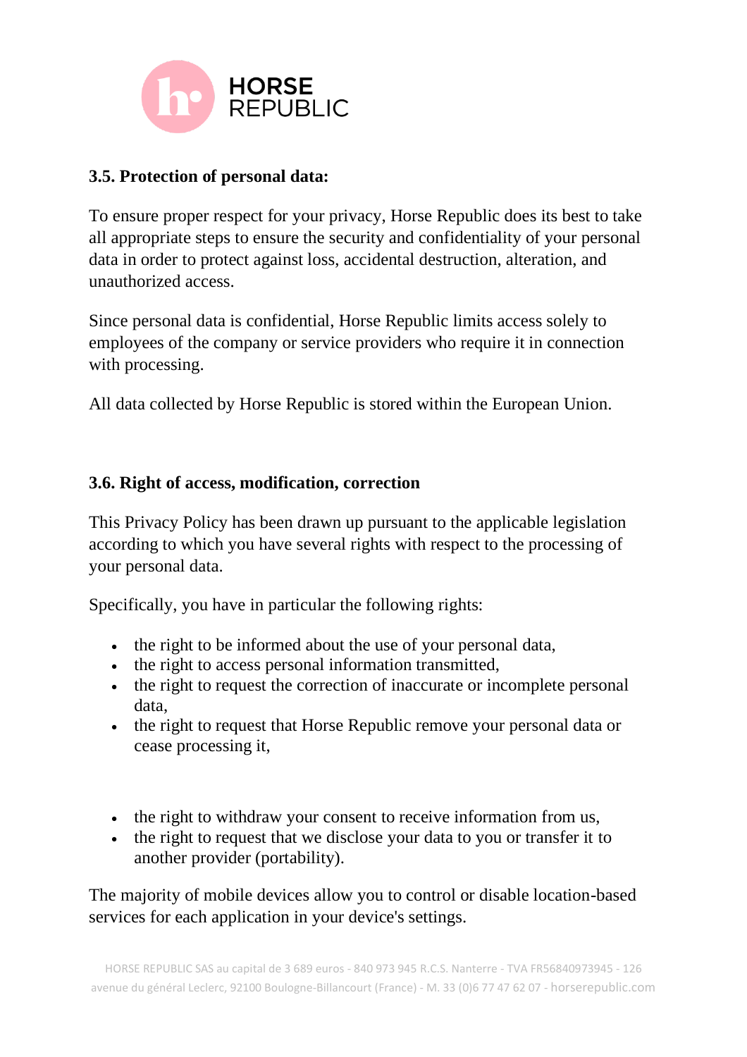### 3.5. Protection of personal data:

To ensure proper respect for your privacy, Horse Republic does its best to take all appropriate steps to ensure the security and confidentiality of your personal data in order to protect against loss, accidental destruction, alteration, and unauthorized access.

Since personal data is confidential, Horse Republic limits access solely to employees of the company or service providers who require it in connection with processing.

All data collected by Horse Republic is stored within the European Union.

### 3.6. Right of access, modification, correction

This Privacy Policy has been drawn up pursuant to the applicable legislation according to which you have several rights with respect to the processing of your personal data.

Specifically, you have in particular the following rights:

- the right to be informed about the use of your personal data,
- the right to access personal information transmitted,
- the right to request the correction of inaccurate or incomplete personal data,
- the right to request that Horse Republic remove your personal data or cease processing it,

- the right to withdraw your consent to receive information from us,
- the right to request that we disclose your data to you or transfer it to another provider (portability).

The majority of mobile devices allow you to control or disable location-based services for each application in your device's settings.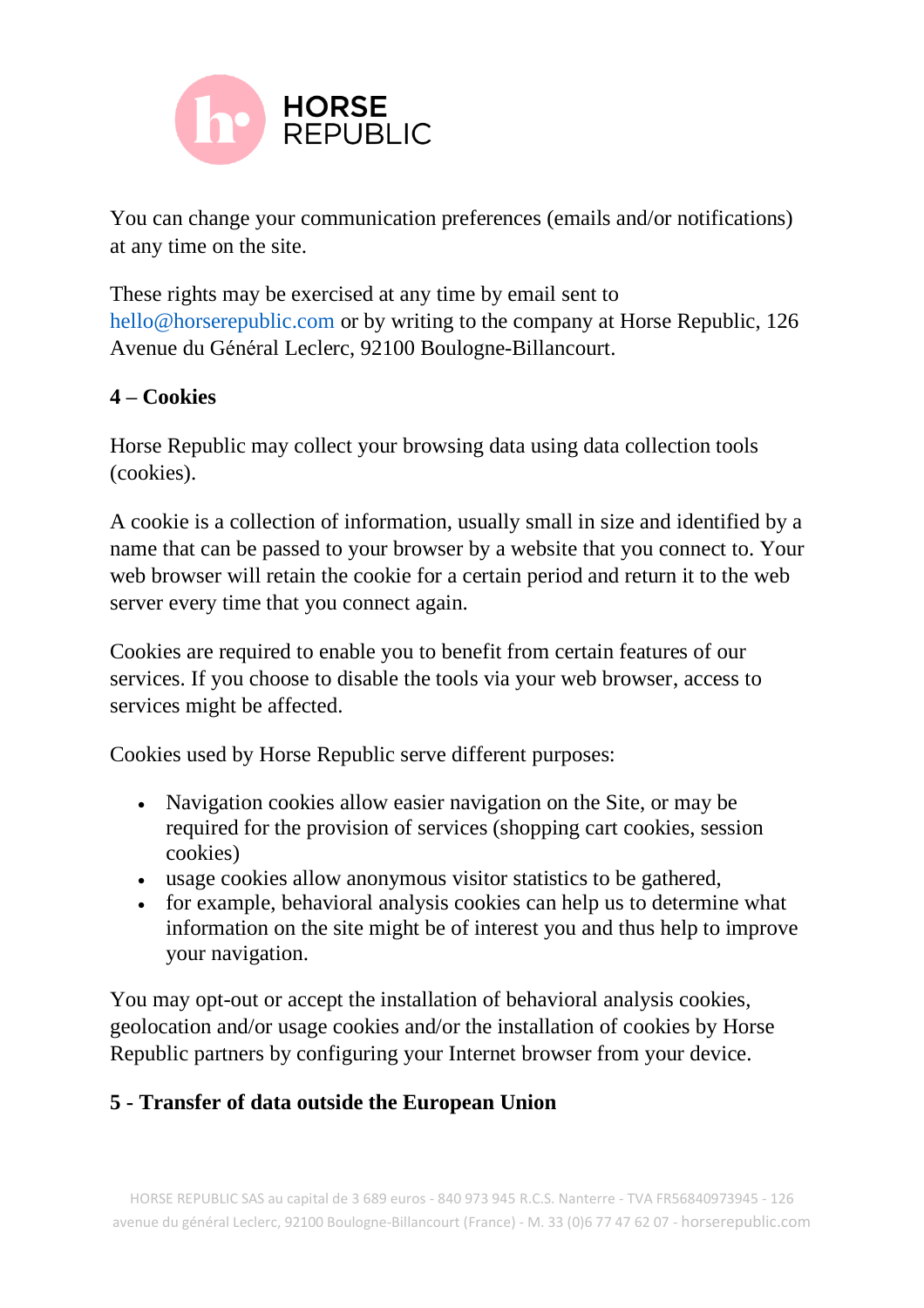You can change your communication preferences (emails and/or notifications) at any time on the site.

These rights may be exercised at any time by email sent to hello@horserepublic.com or by writing to the company at Horse Republic, 126 Avenue du Général Leclerc, 92100 Boulogne-Billancourt.

**4 – Cookies**

Horse Republic may collect your browsing data using data collection tools (cookies).

A cookie is a collection of information, usually small in size and identified by a name that can be passed to your browser by a website that you connect to. Your web browser will retain the cookie for a certain period and return it to the web server every time that you connect again.

Cookies are required to enable you to benefit from certain features of our services. If you choose to disable the tools via your web browser, access to services might be affected.

Cookies used by Horse Republic serve different purposes:

- Navigation cookies allow easier navigation on the Site, or may be required for the provision of services (shopping cart cookies, session cookies)
- usage cookies allow anonymous visitor statistics to be gathered,
- for example, behavioral analysis cookies can help us to determine what information on the site might be of interest you and thus help to improve your navigation.

You may opt-out or accept the installation of behavioral analysis cookies, geolocation and/or usage cookies and/or the installation of cookies by Horse Republic partners by configuring your Internet browser from your device.

**5 - Transfer of data outside the European Union**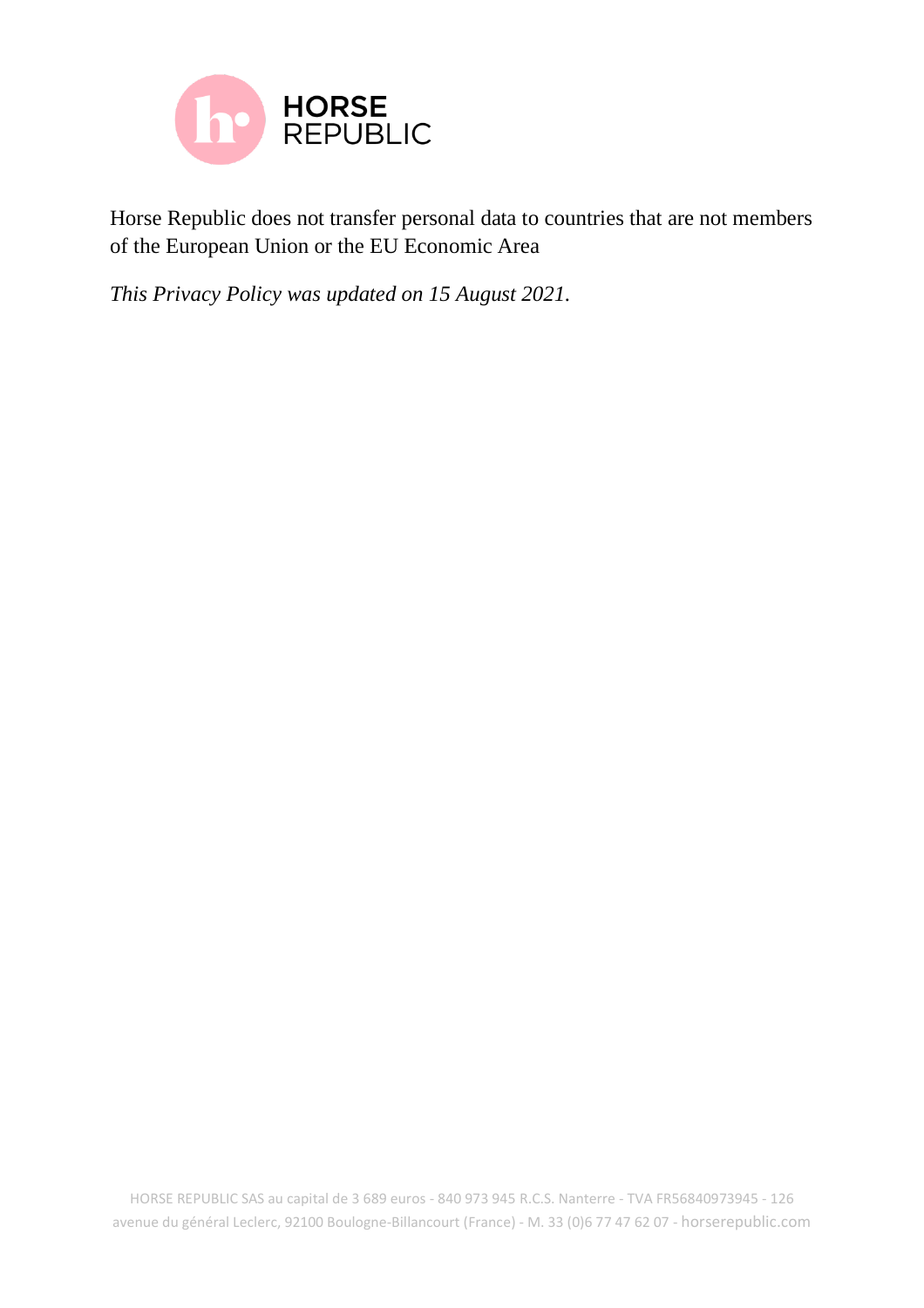Horse Republic does not transfer personal data to countries that are not members of the European Union or the EU Economic Area

*This Privacy Policy was updated on 15 August 2021.*